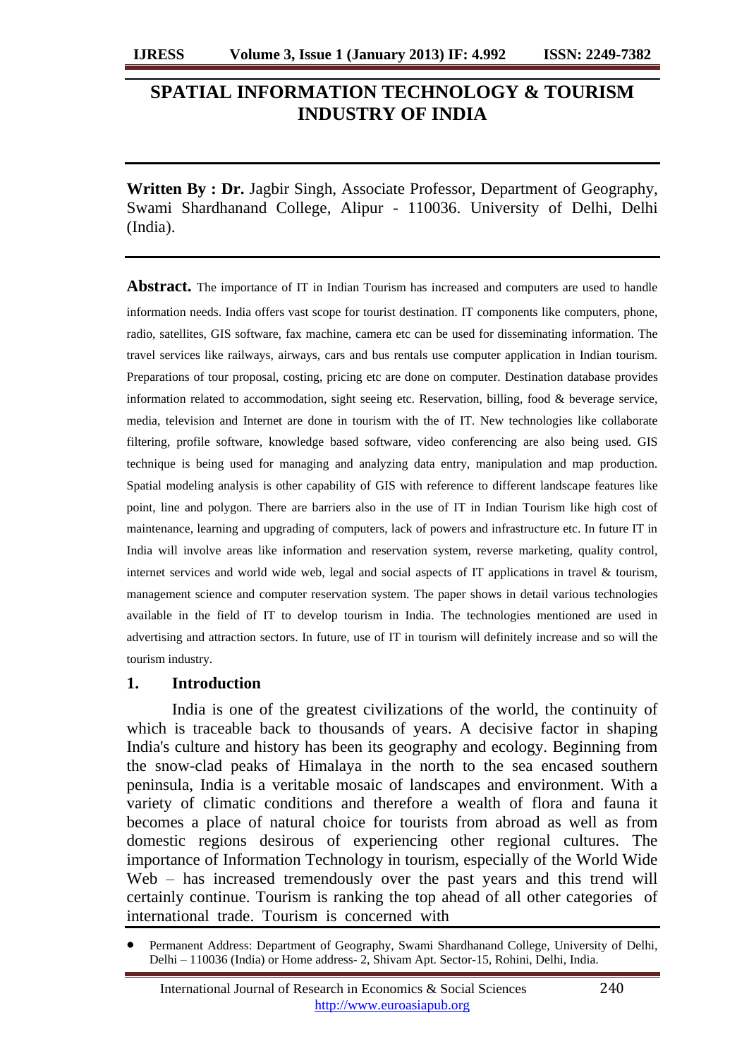# SPATIAL INFORMATION TECHNOLOGY & TOURISM INDUSTRY OF INDIA

**Written By : Dr.** Jagbir Singh, Associate Professor, Department of Geography, Swami Shardhanand College, Alipur - 110036. University of Delhi, Delhi (India).

**Abstract.** The importance of IT in Indian Tourism has increased and computers are used to handle information needs. India offers vast scope for tourist destination. IT components like computers, phone, radio, satellites, GIS software, fax machine, camera etc can be used for disseminating information. The travel services like railways, airways, cars and bus rentals use computer application in Indian tourism. Preparations of tour proposal, costing, pricing etc are done on computer. Destination database provides information related to accommodation, sight seeing etc. Reservation, billing, food & beverage service, media, television and Internet are done in tourism with the of IT. New technologies like collaborate filtering, profile software, knowledge based software, video conferencing are also being used. GIS technique is being used for managing and analyzing data entry, manipulation and map production. Spatial modeling analysis is other capability of GIS with reference to different landscape features like point, line and polygon. There are barriers also in the use of IT in Indian Tourism like high cost of maintenance, learning and upgrading of computers, lack of powers and infrastructure etc. In future IT in India will involve areas like information and reservation system, reverse marketing, quality control, internet services and world wide web, legal and social aspects of IT applications in travel & tourism, management science and computer reservation system. The paper shows in detail various technologies available in the field of IT to develop tourism in India. The technologies mentioned are used in advertising and attraction sectors. In future, use of IT in tourism will definitely increase and so will the tourism industry.

## 1. Introduction

India is one of the greatest civilizations of the world, the continuity of which is traceable back to thousands of years. A decisive factor in shaping India's culture and history has been its geography and ecology. Beginning from the snow-clad peaks of Himalaya in the north to the sea encased southern peninsula, India is a veritable mosaic of landscapes and environment. With a variety of climatic conditions and therefore a wealth of flora and fauna it becomes a place of natural choice for tourists from abroad as well as from domestic regions desirous of experiencing other regional cultures. The importance of Information Technology in tourism, especially of the World Wide Web – has increased tremendously over the past years and this trend will certainly continue. Tourism is ranking the top ahead of all other categories of international trade. Tourism is concerned with

- Permanent Address: Department of Geography, Swami Shardhanand College, University of Delhi, Delhi – 110036 (India) or Home address- 2, Shivam Apt. Sector-15, Rohini, Delhi, India.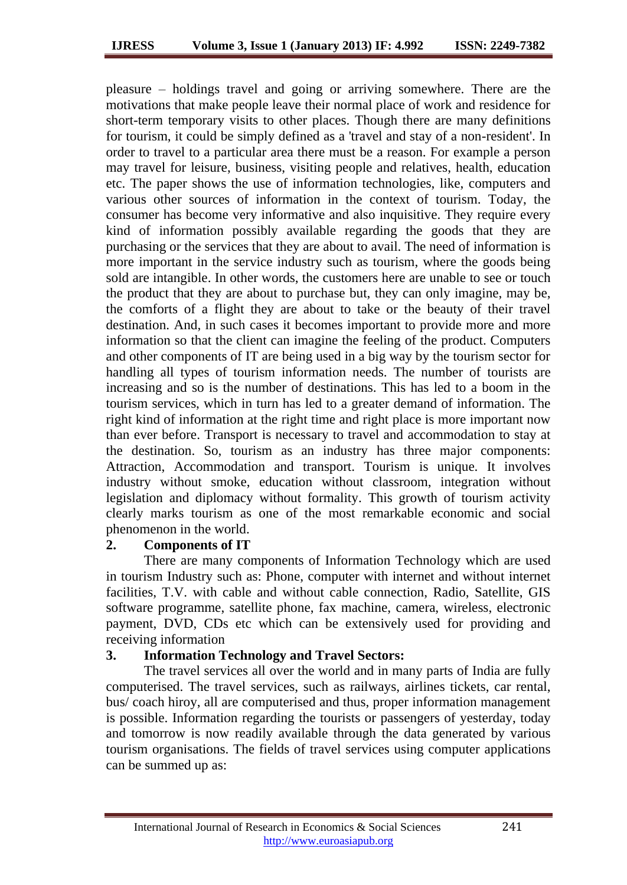pleasure – holdings travel and going or arriving somewhere. There are the motivations that make people leave their normal place of work and residence for short-term temporary visits to other places. Though there are many definitions for tourism, it could be simply defined as a 'travel and stay of a non-resident'. In order to travel to a particular area there must be a reason. For example a person may travel for leisure, business, visiting people and relatives, health, education etc. The paper shows the use of information technologies, like, computers and various other sources of information in the context of tourism. Today, the consumer has become very informative and also inquisitive. They require every kind of information possibly available regarding the goods that they are purchasing or the services that they are about to avail. The need of information is more important in the service industry such as tourism, where the goods being sold are intangible. In other words, the customers here are unable to see or touch the product that they are about to purchase but, they can only imagine, may be, the comforts of a flight they are about to take or the beauty of their travel destination. And, in such cases it becomes important to provide more and more information so that the client can imagine the feeling of the product. Computers and other components of IT are being used in a big way by the tourism sector for handling all types of tourism information needs. The number of tourists are increasing and so is the number of destinations. This has led to a boom in the tourism services, which in turn has led to a greater demand of information. The right kind of information at the right time and right place is more important now than ever before. Transport is necessary to travel and accommodation to stay at the destination. So, tourism as an industry has three major components: Attraction, Accommodation and transport. Tourism is unique. It involves industry without smoke, education without classroom, integration without legislation and diplomacy without formality. This growth of tourism activity clearly marks tourism as one of the most remarkable economic and social phenomenon in the world.

## 2. Components of IT

There are many components of Information Technology which are used in tourism Industry such as: Phone, computer with internet and without internet facilities, T.V. with cable and without cable connection, Radio, Satellite, GIS software programme, satellite phone, fax machine, camera, wireless, electronic payment, DVD, CDs etc which can be extensively used for providing and receiving information

## 3. Information Technology and Travel Sectors:

The travel services all over the world and in many parts of India are fully computerised. The travel services, such as railways, airlines tickets, car rental, bus/ coach hiroy, all are computerised and thus, proper information management is possible. Information regarding the tourists or passengers of yesterday, today and tomorrow is now readily available through the data generated by various tourism organisations. The fields of travel services using computer applications can be summed up as: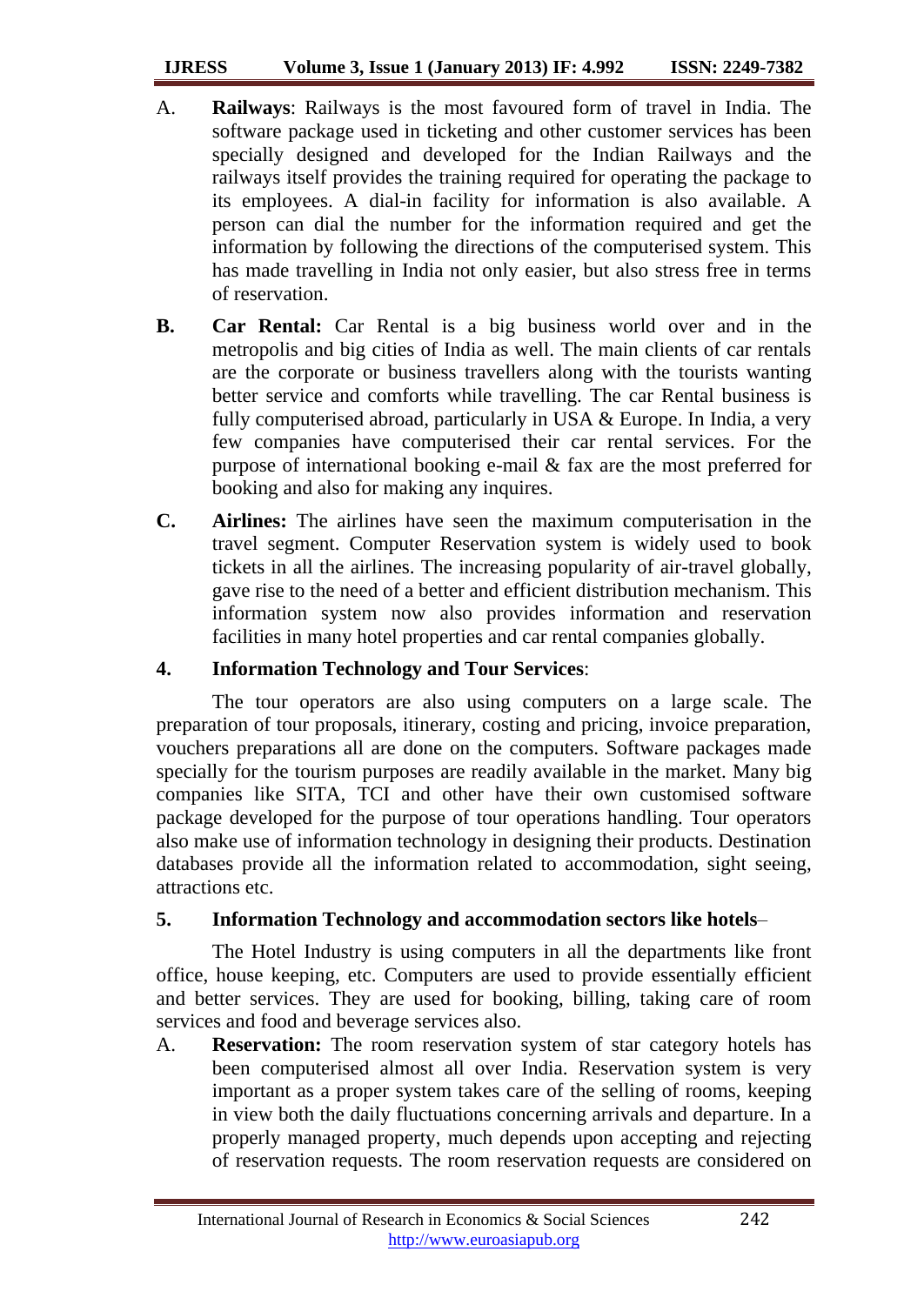A. **Railways**: Railways is the most favoured form of travel in India. The software package used in ticketing and other customer services has been specially designed and developed for the Indian Railways and the railways itself provides the training required for operating the package to its employees. A dial-in facility for information is also available. A person can dial the number for the information required and get the information by following the directions of the computerised system. This has made travelling in India not only easier, but also stress free in terms of reservation.

**B.** **Car Rental:** Car Rental is a big business world over and in the metropolis and big cities of India as well. The main clients of car rentals are the corporate or business travellers along with the tourists wanting better service and comforts while travelling. The car Rental business is fully computerised abroad, particularly in USA & Europe. In India, a very few companies have computerised their car rental services. For the purpose of international booking e-mail & fax are the most preferred for booking and also for making any inquires.

**C.** **Airlines:** The airlines have seen the maximum computerisation in the travel segment. Computer Reservation system is widely used to book tickets in all the airlines. The increasing popularity of air-travel globally, gave rise to the need of a better and efficient distribution mechanism. This information system now also provides information and reservation facilities in many hotel properties and car rental companies globally.

## 4. Information Technology and Tour Services:

The tour operators are also using computers on a large scale. The preparation of tour proposals, itinerary, costing and pricing, invoice preparation, vouchers preparations all are done on the computers. Software packages made specially for the tourism purposes are readily available in the market. Many big companies like SITA, TCI and other have their own customised software package developed for the purpose of tour operations handling. Tour operators also make use of information technology in designing their products. Destination databases provide all the information related to accommodation, sight seeing, attractions etc.

## 5. Information Technology and accommodation sectors like hotels–

The Hotel Industry is using computers in all the departments like front office, house keeping, etc. Computers are used to provide essentially efficient and better services. They are used for booking, billing, taking care of room services and food and beverage services also.

A. **Reservation:** The room reservation system of star category hotels has been computerised almost all over India. Reservation system is very important as a proper system takes care of the selling of rooms, keeping in view both the daily fluctuations concerning arrivals and departure. In a properly managed property, much depends upon accepting and rejecting of reservation requests. The room reservation requests are considered on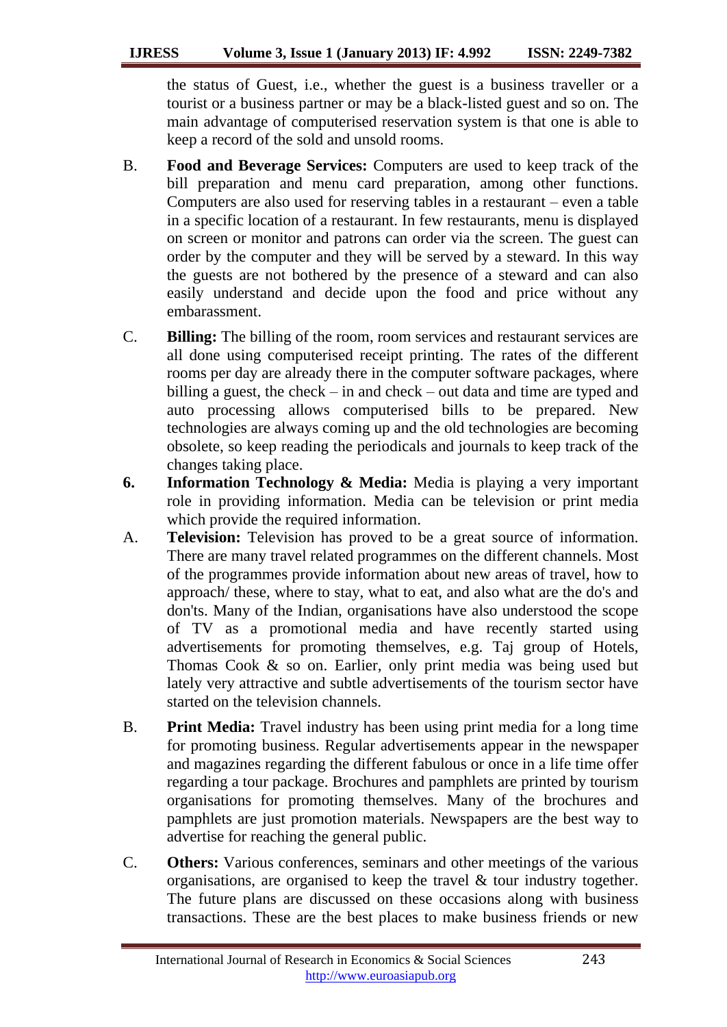the status of Guest, i.e., whether the guest is a business traveller or a tourist or a business partner or may be a black-listed guest and so on. The main advantage of computerised reservation system is that one is able to keep a record of the sold and unsold rooms.

B. **Food and Beverage Services:** Computers are used to keep track of the bill preparation and menu card preparation, among other functions. Computers are also used for reserving tables in a restaurant – even a table in a specific location of a restaurant. In few restaurants, menu is displayed on screen or monitor and patrons can order via the screen. The guest can order by the computer and they will be served by a steward. In this way the guests are not bothered by the presence of a steward and can also easily understand and decide upon the food and price without any embarassment.

C. **Billing:** The billing of the room, room services and restaurant services are all done using computerised receipt printing. The rates of the different rooms per day are already there in the computer software packages, where billing a guest, the check – in and check – out data and time are typed and auto processing allows computerised bills to be prepared. New technologies are always coming up and the old technologies are becoming obsolete, so keep reading the periodicals and journals to keep track of the changes taking place.

**6. Information Technology & Media:** Media is playing a very important role in providing information. Media can be television or print media which provide the required information.

A. **Television:** Television has proved to be a great source of information. There are many travel related programmes on the different channels. Most of the programmes provide information about new areas of travel, how to approach/ these, where to stay, what to eat, and also what are the do's and don'ts. Many of the Indian, organisations have also understood the scope of TV as a promotional media and have recently started using advertisements for promoting themselves, e.g. Taj group of Hotels, Thomas Cook & so on. Earlier, only print media was being used but lately very attractive and subtle advertisements of the tourism sector have started on the television channels.

B. **Print Media:** Travel industry has been using print media for a long time for promoting business. Regular advertisements appear in the newspaper and magazines regarding the different fabulous or once in a life time offer regarding a tour package. Brochures and pamphlets are printed by tourism organisations for promoting themselves. Many of the brochures and pamphlets are just promotion materials. Newspapers are the best way to advertise for reaching the general public.

C. **Others:** Various conferences, seminars and other meetings of the various organisations, are organised to keep the travel & tour industry together. The future plans are discussed on these occasions along with business transactions. These are the best places to make business friends or new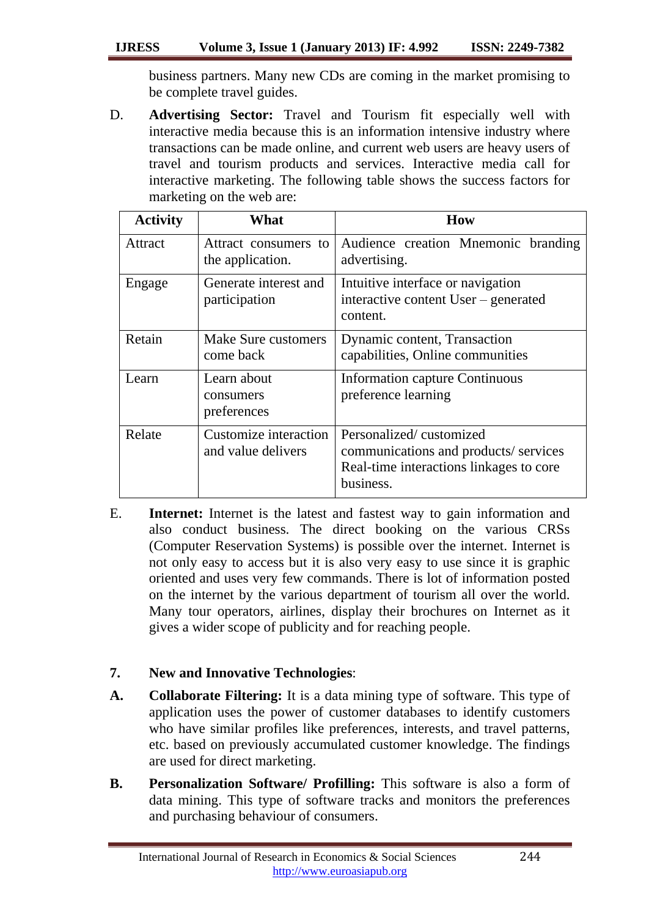business partners. Many new CDs are coming in the market promising to be complete travel guides.

D. **Advertising Sector:** Travel and Tourism fit especially well with interactive media because this is an information intensive industry where transactions can be made online, and current web users are heavy users of travel and tourism products and services. Interactive media call for interactive marketing. The following table shows the success factors for marketing on the web are:

| Activity | What | How |
|---|---|---|
| Attract | Attract consumers to the application. | Audience creation Mnemonic branding advertising. |
| Engage | Generate interest and participation | Intuitive interface or navigation interactive content User – generated content. |
| Retain | Make Sure customers come back | Dynamic content, Transaction capabilities, Online communities |
| Learn | Learn about consumers preferences | Information capture Continuous preference learning |
| Relate | Customize interaction and value delivers | Personalized/ customized communications and products/ services Real-time interactions linkages to core business. |

E. **Internet:** Internet is the latest and fastest way to gain information and also conduct business. The direct booking on the various CRSs (Computer Reservation Systems) is possible over the internet. Internet is not only easy to access but it is also very easy to use since it is graphic oriented and uses very few commands. There is lot of information posted on the internet by the various department of tourism all over the world. Many tour operators, airlines, display their brochures on Internet as it gives a wider scope of publicity and for reaching people.

## 7. New and Innovative Technologies:

**A.** **Collaborate Filtering:** It is a data mining type of software. This type of application uses the power of customer databases to identify customers who have similar profiles like preferences, interests, and travel patterns, etc. based on previously accumulated customer knowledge. The findings are used for direct marketing.

**B.** **Personalization Software/ Profilling:** This software is also a form of data mining. This type of software tracks and monitors the preferences and purchasing behaviour of consumers.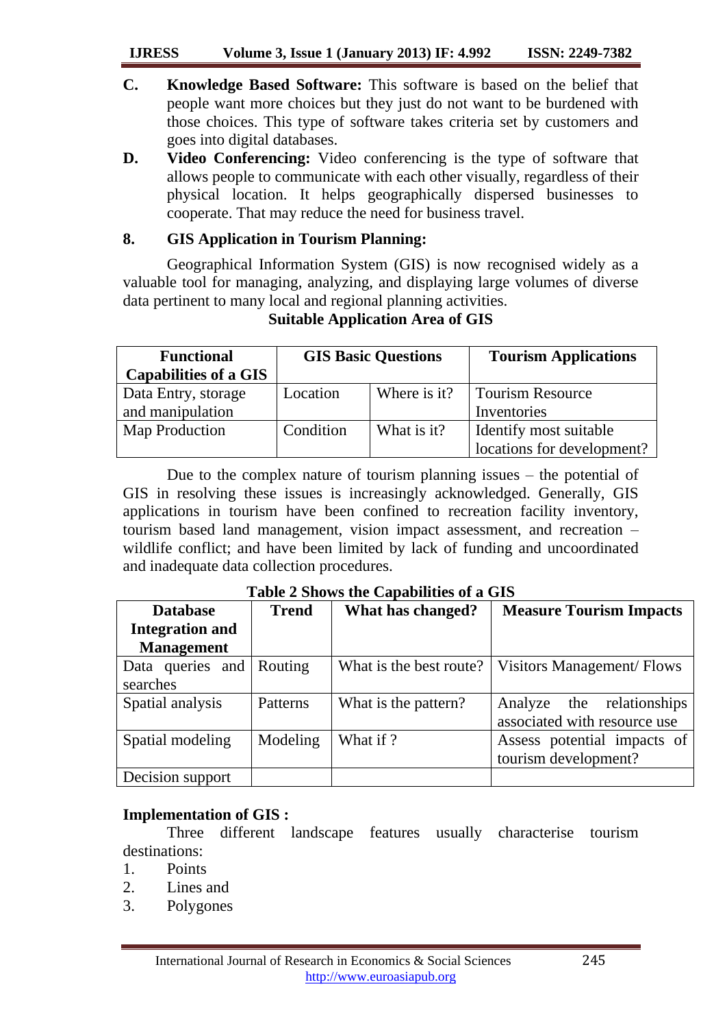C. **Knowledge Based Software:** This software is based on the belief that people want more choices but they just do not want to be burdened with those choices. This type of software takes criteria set by customers and goes into digital databases.

D. **Video Conferencing:** Video conferencing is the type of software that allows people to communicate with each other visually, regardless of their physical location. It helps geographically dispersed businesses to cooperate. That may reduce the need for business travel.

## 8. GIS Application in Tourism Planning:

Geographical Information System (GIS) is now recognised widely as a valuable tool for managing, analyzing, and displaying large volumes of diverse data pertinent to many local and regional planning activities.

**Suitable Application Area of GIS**

| Functional Capabilities of a GIS | GIS Basic Questions | | Tourism Applications |
|---|---|---|---|
| Data Entry, storage and manipulation | Location | Where is it? | Tourism Resource Inventories |
| Map Production | Condition | What is it? | Identify most suitable locations for development? |

Due to the complex nature of tourism planning issues – the potential of GIS in resolving these issues is increasingly acknowledged. Generally, GIS applications in tourism have been confined to recreation facility inventory, tourism based land management, vision impact assessment, and recreation – wildlife conflict; and have been limited by lack of funding and uncoordinated and inadequate data collection procedures.

**Table 2 Shows the Capabilities of a GIS**

| Database Integration and Management | Trend | What has changed? | Measure Tourism Impacts |
|---|---|---|---|
| Data queries and searches | Routing | What is the best route? | Visitors Management/ Flows |
| Spatial analysis | Patterns | What is the pattern? | Analyze the relationships associated with resource use |
| Spatial modeling | Modeling | What if ? | Assess potential impacts of tourism development? |
| Decision support | | | |

**Implementation of GIS :**

Three different landscape features usually characterise tourism destinations:

1. Points
2. Lines and
3. Polygones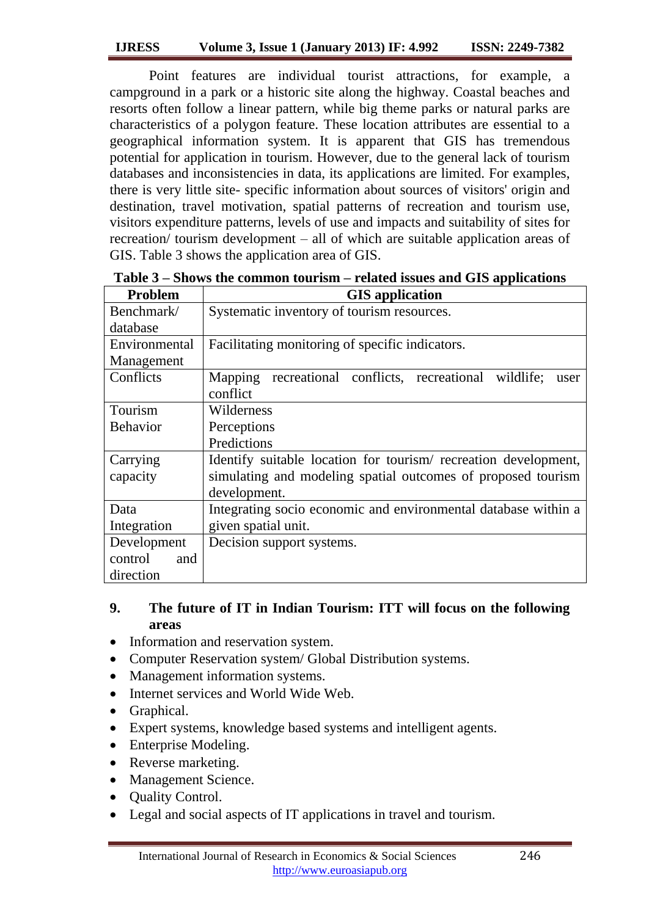Point features are individual tourist attractions, for example, a campground in a park or a historic site along the highway. Coastal beaches and resorts often follow a linear pattern, while big theme parks or natural parks are characteristics of a polygon feature. These location attributes are essential to a geographical information system. It is apparent that GIS has tremendous potential for application in tourism. However, due to the general lack of tourism databases and inconsistencies in data, its applications are limited. For examples, there is very little site- specific information about sources of visitors' origin and destination, travel motivation, spatial patterns of recreation and tourism use, visitors expenditure patterns, levels of use and impacts and suitability of sites for recreation/ tourism development – all of which are suitable application areas of GIS. Table 3 shows the application area of GIS.

**Table 3 – Shows the common tourism – related issues and GIS applications**

| Problem | GIS application |
|---|---|
| Benchmark/ database | Systematic inventory of tourism resources. |
| Environmental Management | Facilitating monitoring of specific indicators. |
| Conflicts | Mapping recreational conflicts, recreational wildlife; user conflict |
| Tourism Behavior | Wilderness<br>Perceptions<br>Predictions |
| Carrying capacity | Identify suitable location for tourism/ recreation development, simulating and modeling spatial outcomes of proposed tourism development. |
| Data Integration | Integrating socio economic and environmental database within a given spatial unit. |
| Development control and direction | Decision support systems. |

## 9. The future of IT in Indian Tourism: ITT will focus on the following areas

- Information and reservation system.
- Computer Reservation system/ Global Distribution systems.
- Management information systems.
- Internet services and World Wide Web.
- Graphical.
- Expert systems, knowledge based systems and intelligent agents.
- Enterprise Modeling.
- Reverse marketing.
- Management Science.
- Quality Control.
- Legal and social aspects of IT applications in travel and tourism.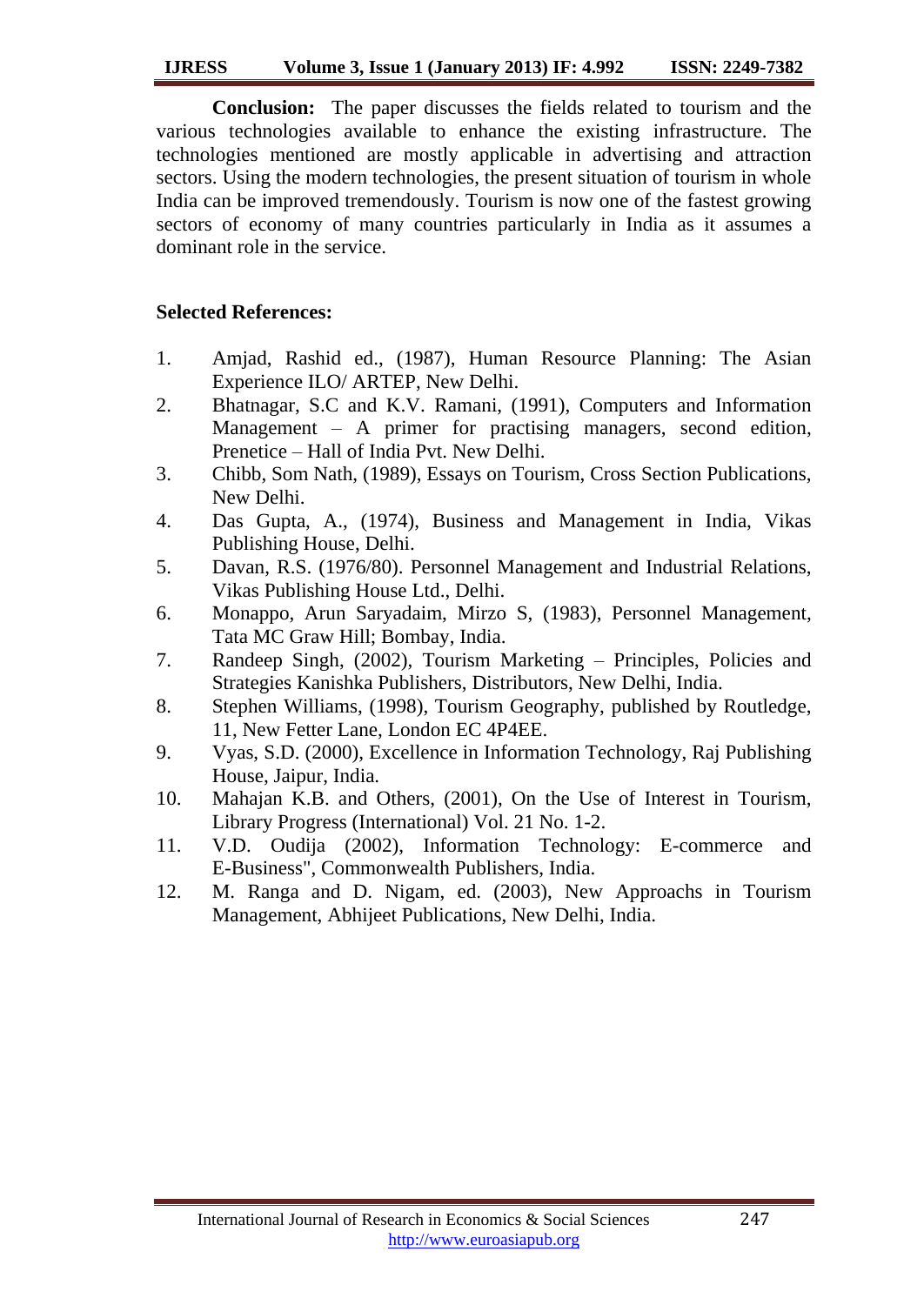**Conclusion:** The paper discusses the fields related to tourism and the various technologies available to enhance the existing infrastructure. The technologies mentioned are mostly applicable in advertising and attraction sectors. Using the modern technologies, the present situation of tourism in whole India can be improved tremendously. Tourism is now one of the fastest growing sectors of economy of many countries particularly in India as it assumes a dominant role in the service.

**Selected References:**

1. Amjad, Rashid ed., (1987), Human Resource Planning: The Asian Experience ILO/ ARTEP, New Delhi.
2. Bhatnagar, S.C and K.V. Ramani, (1991), Computers and Information Management – A primer for practising managers, second edition, Prenetice – Hall of India Pvt. New Delhi.
3. Chibb, Som Nath, (1989), Essays on Tourism, Cross Section Publications, New Delhi.
4. Das Gupta, A., (1974), Business and Management in India, Vikas Publishing House, Delhi.
5. Davan, R.S. (1976/80). Personnel Management and Industrial Relations, Vikas Publishing House Ltd., Delhi.
6. Monappo, Arun Saryadaim, Mirzo S, (1983), Personnel Management, Tata MC Graw Hill; Bombay, India.
7. Randeep Singh, (2002), Tourism Marketing – Principles, Policies and Strategies Kanishka Publishers, Distributors, New Delhi, India.
8. Stephen Williams, (1998), Tourism Geography, published by Routledge, 11, New Fetter Lane, London EC 4P4EE.
9. Vyas, S.D. (2000), Excellence in Information Technology, Raj Publishing House, Jaipur, India.
10. Mahajan K.B. and Others, (2001), On the Use of Interest in Tourism, Library Progress (International) Vol. 21 No. 1-2.
11. V.D. Oudija (2002), Information Technology: E-commerce and E-Business", Commonwealth Publishers, India.
12. M. Ranga and D. Nigam, ed. (2003), New Approachs in Tourism Management, Abhijeet Publications, New Delhi, India.